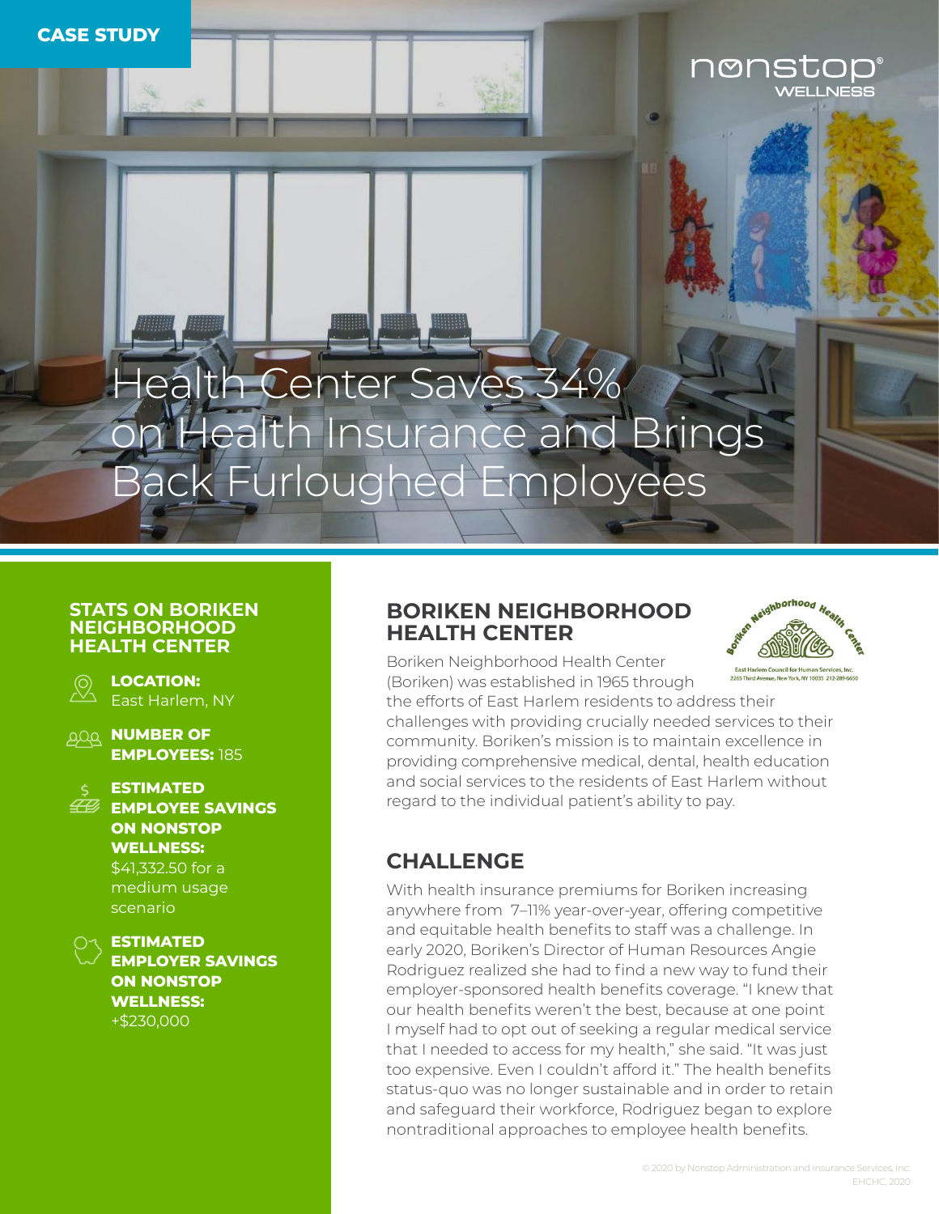CASE STUDY

nonstop® WELLNESS

# Health Center Saves 34% on Health Insurance and Brings Back Furloughed Employees

## STATS ON BORIKEN NEIGHBORHOOD HEALTH CENTER

**LOCATION:** East Harlem, NY

**NUMBER OF EMPLOYEES:** 185

**ESTIMATED EMPLOYEE SAVINGS ON NONSTOP WELLNESS:** $41,332.50 for a medium usage scenario

**ESTIMATED EMPLOYER SAVINGS ON NONSTOP WELLNESS:** +$230,000

## BORIKEN NEIGHBORHOOD HEALTH CENTER

Boriken Neighborhood Health Center (Boriken) was established in 1965 through the efforts of East Harlem residents to address their challenges with providing crucially needed services to their community. Boriken's mission is to maintain excellence in providing comprehensive medical, dental, health education and social services to the residents of East Harlem without regard to the individual patient's ability to pay.

## CHALLENGE

With health insurance premiums for Boriken increasing anywhere from 7–11% year-over-year, offering competitive and equitable health benefits to staff was a challenge. In early 2020, Boriken's Director of Human Resources Angie Rodriguez realized she had to find a new way to fund their employer-sponsored health benefits coverage. "I knew that our health benefits weren't the best, because at one point I myself had to opt out of seeking a regular medical service that I needed to access for my health," she said. "It was just too expensive. Even I couldn't afford it." The health benefits status-quo was no longer sustainable and in order to retain and safeguard their workforce, Rodriguez began to explore nontraditional approaches to employee health benefits.

© 2020 by Nonstop Administration and Insurance Services, Inc.
EHCHC, 2020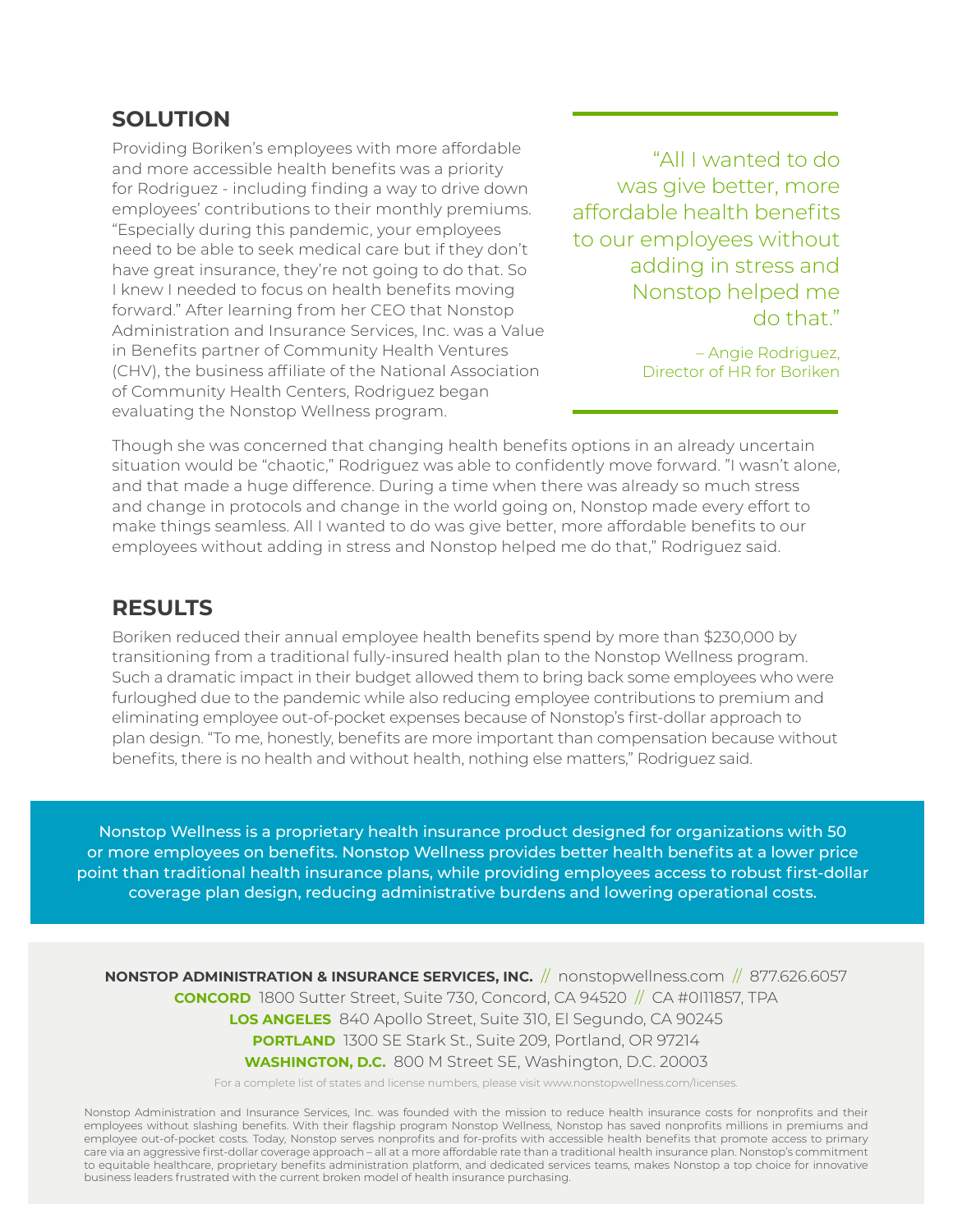## SOLUTION

Providing Boriken's employees with more affordable and more accessible health benefits was a priority for Rodriguez - including finding a way to drive down employees' contributions to their monthly premiums. "Especially during this pandemic, your employees need to be able to seek medical care but if they don't have great insurance, they're not going to do that. So I knew I needed to focus on health benefits moving forward." After learning from her CEO that Nonstop Administration and Insurance Services, Inc. was a Value in Benefits partner of Community Health Ventures (CHV), the business affiliate of the National Association of Community Health Centers, Rodriguez began evaluating the Nonstop Wellness program.

> "All I wanted to do was give better, more affordable health benefits to our employees without adding in stress and Nonstop helped me do that."
>
> – Angie Rodriguez, Director of HR for Boriken

Though she was concerned that changing health benefits options in an already uncertain situation would be "chaotic," Rodriguez was able to confidently move forward. "I wasn't alone, and that made a huge difference. During a time when there was already so much stress and change in protocols and change in the world going on, Nonstop made every effort to make things seamless. All I wanted to do was give better, more affordable benefits to our employees without adding in stress and Nonstop helped me do that," Rodriguez said.

## RESULTS

Boriken reduced their annual employee health benefits spend by more than $230,000 by transitioning from a traditional fully-insured health plan to the Nonstop Wellness program. Such a dramatic impact in their budget allowed them to bring back some employees who were furloughed due to the pandemic while also reducing employee contributions to premium and eliminating employee out-of-pocket expenses because of Nonstop's first-dollar approach to plan design. "To me, honestly, benefits are more important than compensation because without benefits, there is no health and without health, nothing else matters," Rodriguez said.

Nonstop Wellness is a proprietary health insurance product designed for organizations with 50 or more employees on benefits. Nonstop Wellness provides better health benefits at a lower price point than traditional health insurance plans, while providing employees access to robust first-dollar coverage plan design, reducing administrative burdens and lowering operational costs.

**NONSTOP ADMINISTRATION & INSURANCE SERVICES, INC.** // nonstopwellness.com // 877.626.6057

**CONCORD** 1800 Sutter Street, Suite 730, Concord, CA 94520 // CA #0I11857, TPA

**LOS ANGELES** 840 Apollo Street, Suite 310, El Segundo, CA 90245

**PORTLAND** 1300 SE Stark St., Suite 209, Portland, OR 97214

**WASHINGTON, D.C.** 800 M Street SE, Washington, D.C. 20003

For a complete list of states and license numbers, please visit www.nonstopwellness.com/licenses.

Nonstop Administration and Insurance Services, Inc. was founded with the mission to reduce health insurance costs for nonprofits and their employees without slashing benefits. With their flagship program Nonstop Wellness, Nonstop has saved nonprofits millions in premiums and employee out-of-pocket costs. Today, Nonstop serves nonprofits and for-profits with accessible health benefits that promote access to primary care via an aggressive first-dollar coverage approach – all at a more affordable rate than a traditional health insurance plan. Nonstop's commitment to equitable healthcare, proprietary benefits administration platform, and dedicated services teams, makes Nonstop a top choice for innovative business leaders frustrated with the current broken model of health insurance purchasing.